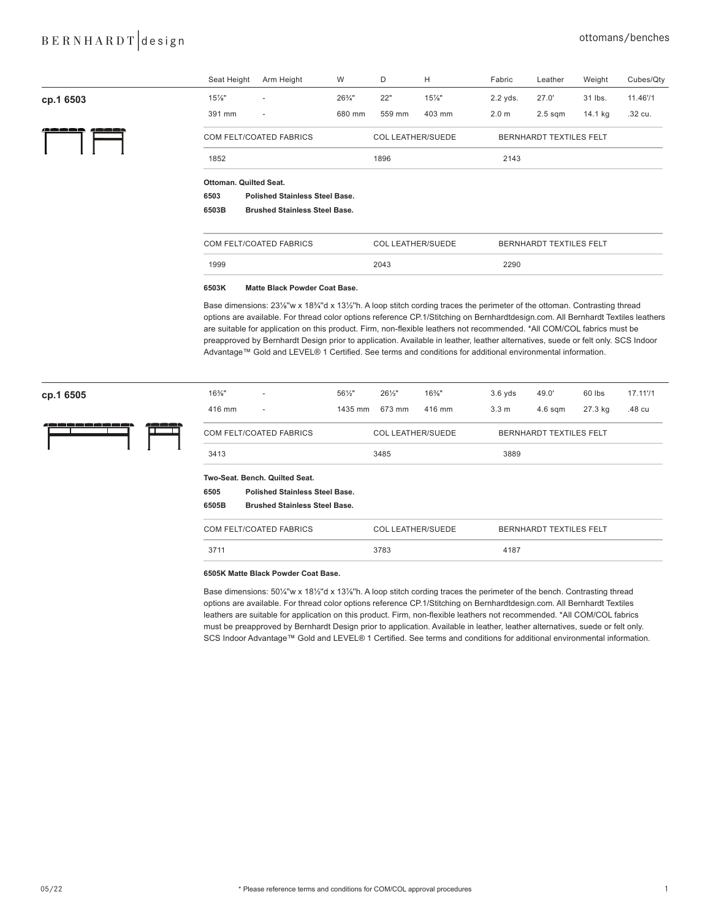## cp.1 6503

| Seat Height | Arm Height | W | D | H | Fabric | Leather | Weight | Cubes/Qty |
|---|---|---|---|---|---|---|---|---|
| 15⅞" | - | 26¾" | 22" | 15⅞" | 2.2 yds. | 27.0' | 31 lbs. | 11.46'/1 |
| 391 mm | - | 680 mm | 559 mm | 403 mm | 2.0 m | 2.5 sqm | 14.1 kg | .32 cu. |

| COM FELT/COATED FABRICS | COL LEATHER/SUEDE | BERNHARDT TEXTILES FELT |
|---|---|---|
| 1852 | 1896 | 2143 |

**Ottoman. Quilted Seat.**

**6503** **Polished Stainless Steel Base.**

**6503B** **Brushed Stainless Steel Base.**

| COM FELT/COATED FABRICS | COL LEATHER/SUEDE | BERNHARDT TEXTILES FELT |
|---|---|---|
| 1999 | 2043 | 2290 |

**6503K** **Matte Black Powder Coat Base.**

Base dimensions: 23⅛"w x 18¾"d x 13½"h. A loop stitch cording traces the perimeter of the ottoman. Contrasting thread options are available. For thread color options reference CP.1/Stitching on Bernhardtdesign.com. All Bernhardt Textiles leathers are suitable for application on this product. Firm, non-flexible leathers not recommended. *All COM/COL fabrics must be preapproved by Bernhardt Design prior to application. Available in leather, leather alternatives, suede or felt only. SCS Indoor Advantage™ Gold and LEVEL® 1 Certified. See terms and conditions for additional environmental information.

## cp.1 6505

| Seat Height | Arm Height | W | D | H | Fabric | Leather | Weight | Cubes/Qty |
|---|---|---|---|---|---|---|---|---|
| 16⅜" | - | 56½" | 26½" | 16⅜" | 3.6 yds | 49.0' | 60 lbs | 17.11'/1 |
| 416 mm | - | 1435 mm | 673 mm | 416 mm | 3.3 m | 4.6 sqm | 27.3 kg | .48 cu |

| COM FELT/COATED FABRICS | COL LEATHER/SUEDE | BERNHARDT TEXTILES FELT |
|---|---|---|
| 3413 | 3485 | 3889 |

**Two-Seat. Bench. Quilted Seat.**

**6505** **Polished Stainless Steel Base.**

**6505B** **Brushed Stainless Steel Base.**

| COM FELT/COATED FABRICS | COL LEATHER/SUEDE | BERNHARDT TEXTILES FELT |
|---|---|---|
| 3711 | 3783 | 4187 |

**6505K Matte Black Powder Coat Base.**

Base dimensions: 50¼"w x 18½"d x 13⅞"h. A loop stitch cording traces the perimeter of the bench. Contrasting thread options are available. For thread color options reference CP.1/Stitching on Bernhardtdesign.com. All Bernhardt Textiles leathers are suitable for application on this product. Firm, non-flexible leathers not recommended. *All COM/COL fabrics must be preapproved by Bernhardt Design prior to application. Available in leather, leather alternatives, suede or felt only. SCS Indoor Advantage™ Gold and LEVEL® 1 Certified. See terms and conditions for additional environmental information.

\* Please reference terms and conditions for COM/COL approval procedures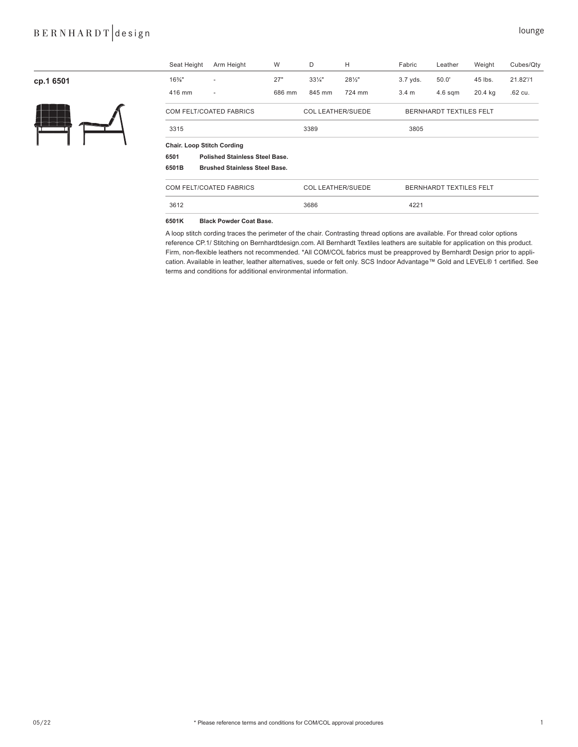## cp.1 6501

| Seat Height | Arm Height | W | D | H | Fabric | Leather | Weight | Cubes/Qty |
|---|---|---|---|---|---|---|---|---|
| 16⅜" | - | 27" | 33¼" | 28½" | 3.7 yds. | 50.0' | 45 lbs. | 21.82'/1 |
| 416 mm | - | 686 mm | 845 mm | 724 mm | 3.4 m | 4.6 sqm | 20.4 kg | .62 cu. |

| COM FELT/COATED FABRICS | COL LEATHER/SUEDE | BERNHARDT TEXTILES FELT |
|---|---|---|
| 3315 | 3389 | 3805 |

**Chair. Loop Stitch Cording**

**6501** **Polished Stainless Steel Base.**

**6501B** **Brushed Stainless Steel Base.**

| COM FELT/COATED FABRICS | COL LEATHER/SUEDE | BERNHARDT TEXTILES FELT |
|---|---|---|
| 3612 | 3686 | 4221 |

**6501K** **Black Powder Coat Base.**

A loop stitch cording traces the perimeter of the chair. Contrasting thread options are available. For thread color options reference CP.1/ Stitching on Bernhardtdesign.com. All Bernhardt Textiles leathers are suitable for application on this product. Firm, non-flexible leathers not recommended. *All COM/COL fabrics must be preapproved by Bernhardt Design prior to application. Available in leather, leather alternatives, suede or felt only. SCS Indoor Advantage™ Gold and LEVEL® 1 certified. See terms and conditions for additional environmental information.

* Please reference terms and conditions for COM/COL approval procedures